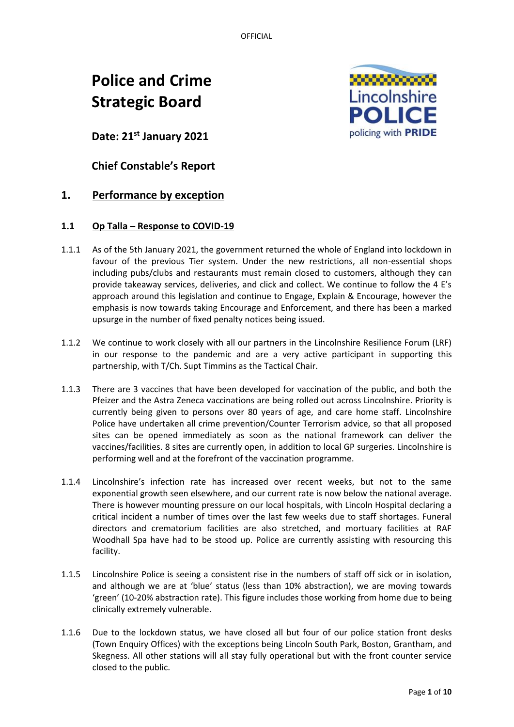OFFICIAL

# Police and Crime Strategic Board

**Date: 21st January 2021**

**Chief Constable's Report**

## 1. Performance by exception

### 1.1 Op Talla – Response to COVID-19

1.1.1 As of the 5th January 2021, the government returned the whole of England into lockdown in favour of the previous Tier system. Under the new restrictions, all non-essential shops including pubs/clubs and restaurants must remain closed to customers, although they can provide takeaway services, deliveries, and click and collect. We continue to follow the 4 E's approach around this legislation and continue to Engage, Explain & Encourage, however the emphasis is now towards taking Encourage and Enforcement, and there has been a marked upsurge in the number of fixed penalty notices being issued.

1.1.2 We continue to work closely with all our partners in the Lincolnshire Resilience Forum (LRF) in our response to the pandemic and are a very active participant in supporting this partnership, with T/Ch. Supt Timmins as the Tactical Chair.

1.1.3 There are 3 vaccines that have been developed for vaccination of the public, and both the Pfeizer and the Astra Zeneca vaccinations are being rolled out across Lincolnshire. Priority is currently being given to persons over 80 years of age, and care home staff. Lincolnshire Police have undertaken all crime prevention/Counter Terrorism advice, so that all proposed sites can be opened immediately as soon as the national framework can deliver the vaccines/facilities. 8 sites are currently open, in addition to local GP surgeries. Lincolnshire is performing well and at the forefront of the vaccination programme.

1.1.4 Lincolnshire's infection rate has increased over recent weeks, but not to the same exponential growth seen elsewhere, and our current rate is now below the national average. There is however mounting pressure on our local hospitals, with Lincoln Hospital declaring a critical incident a number of times over the last few weeks due to staff shortages. Funeral directors and crematorium facilities are also stretched, and mortuary facilities at RAF Woodhall Spa have had to be stood up. Police are currently assisting with resourcing this facility.

1.1.5 Lincolnshire Police is seeing a consistent rise in the numbers of staff off sick or in isolation, and although we are at 'blue' status (less than 10% abstraction), we are moving towards 'green' (10-20% abstraction rate). This figure includes those working from home due to being clinically extremely vulnerable.

1.1.6 Due to the lockdown status, we have closed all but four of our police station front desks (Town Enquiry Offices) with the exceptions being Lincoln South Park, Boston, Grantham, and Skegness. All other stations will all stay fully operational but with the front counter service closed to the public.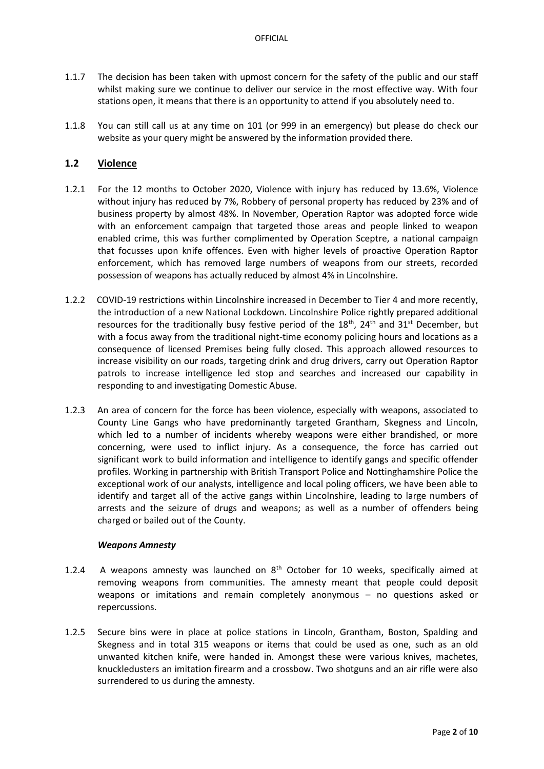1.1.7 The decision has been taken with upmost concern for the safety of the public and our staff whilst making sure we continue to deliver our service in the most effective way. With four stations open, it means that there is an opportunity to attend if you absolutely need to.

1.1.8 You can still call us at any time on 101 (or 999 in an emergency) but please do check our website as your query might be answered by the information provided there.

## 1.2 Violence

1.2.1 For the 12 months to October 2020, Violence with injury has reduced by 13.6%, Violence without injury has reduced by 7%, Robbery of personal property has reduced by 23% and of business property by almost 48%. In November, Operation Raptor was adopted force wide with an enforcement campaign that targeted those areas and people linked to weapon enabled crime, this was further complimented by Operation Sceptre, a national campaign that focusses upon knife offences. Even with higher levels of proactive Operation Raptor enforcement, which has removed large numbers of weapons from our streets, recorded possession of weapons has actually reduced by almost 4% in Lincolnshire.

1.2.2 COVID-19 restrictions within Lincolnshire increased in December to Tier 4 and more recently, the introduction of a new National Lockdown. Lincolnshire Police rightly prepared additional resources for the traditionally busy festive period of the 18th, 24th and 31st December, but with a focus away from the traditional night-time economy policing hours and locations as a consequence of licensed Premises being fully closed. This approach allowed resources to increase visibility on our roads, targeting drink and drug drivers, carry out Operation Raptor patrols to increase intelligence led stop and searches and increased our capability in responding to and investigating Domestic Abuse.

1.2.3 An area of concern for the force has been violence, especially with weapons, associated to County Line Gangs who have predominantly targeted Grantham, Skegness and Lincoln, which led to a number of incidents whereby weapons were either brandished, or more concerning, were used to inflict injury. As a consequence, the force has carried out significant work to build information and intelligence to identify gangs and specific offender profiles. Working in partnership with British Transport Police and Nottinghamshire Police the exceptional work of our analysts, intelligence and local poling officers, we have been able to identify and target all of the active gangs within Lincolnshire, leading to large numbers of arrests and the seizure of drugs and weapons; as well as a number of offenders being charged or bailed out of the County.

***Weapons Amnesty***

1.2.4 A weapons amnesty was launched on 8th October for 10 weeks, specifically aimed at removing weapons from communities. The amnesty meant that people could deposit weapons or imitations and remain completely anonymous – no questions asked or repercussions.

1.2.5 Secure bins were in place at police stations in Lincoln, Grantham, Boston, Spalding and Skegness and in total 315 weapons or items that could be used as one, such as an old unwanted kitchen knife, were handed in. Amongst these were various knives, machetes, knuckledusters an imitation firearm and a crossbow. Two shotguns and an air rifle were also surrendered to us during the amnesty.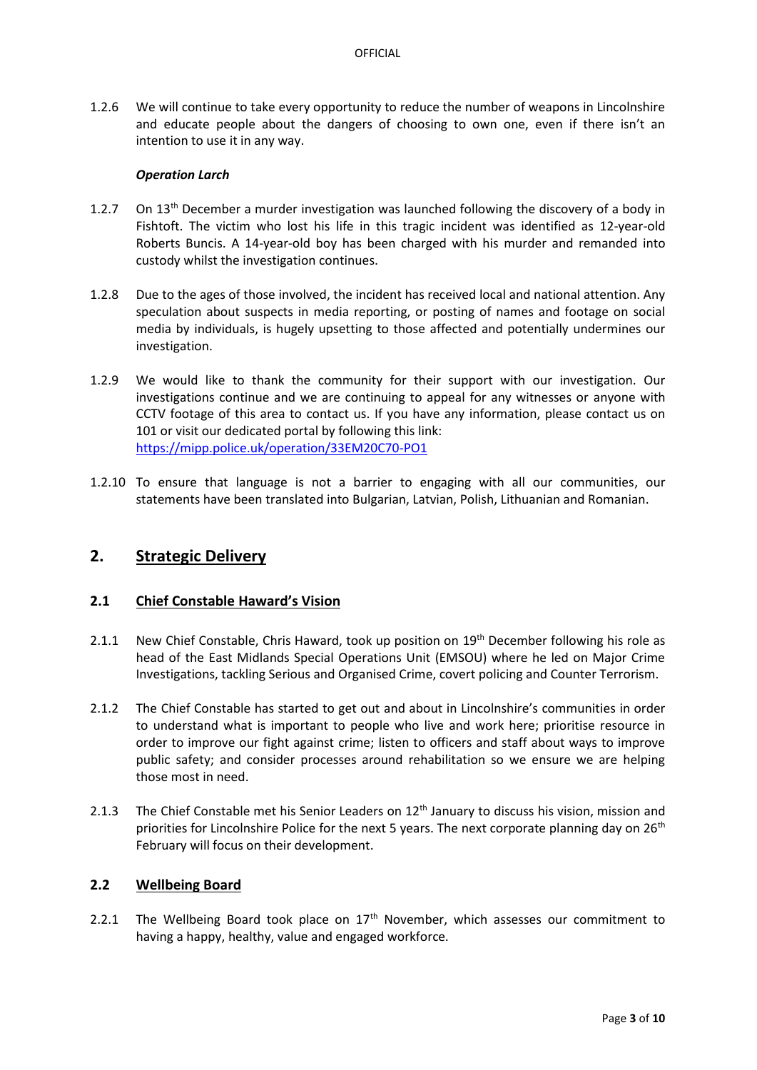1.2.6 We will continue to take every opportunity to reduce the number of weapons in Lincolnshire and educate people about the dangers of choosing to own one, even if there isn't an intention to use it in any way.

***Operation Larch***

1.2.7 On 13th December a murder investigation was launched following the discovery of a body in Fishtoft. The victim who lost his life in this tragic incident was identified as 12-year-old Roberts Buncis. A 14-year-old boy has been charged with his murder and remanded into custody whilst the investigation continues.

1.2.8 Due to the ages of those involved, the incident has received local and national attention. Any speculation about suspects in media reporting, or posting of names and footage on social media by individuals, is hugely upsetting to those affected and potentially undermines our investigation.

1.2.9 We would like to thank the community for their support with our investigation. Our investigations continue and we are continuing to appeal for any witnesses or anyone with CCTV footage of this area to contact us. If you have any information, please contact us on 101 or visit our dedicated portal by following this link: https://mipp.police.uk/operation/33EM20C70-PO1

1.2.10 To ensure that language is not a barrier to engaging with all our communities, our statements have been translated into Bulgarian, Latvian, Polish, Lithuanian and Romanian.

## 2. Strategic Delivery

### 2.1 Chief Constable Haward's Vision

2.1.1 New Chief Constable, Chris Haward, took up position on 19th December following his role as head of the East Midlands Special Operations Unit (EMSOU) where he led on Major Crime Investigations, tackling Serious and Organised Crime, covert policing and Counter Terrorism.

2.1.2 The Chief Constable has started to get out and about in Lincolnshire's communities in order to understand what is important to people who live and work here; prioritise resource in order to improve our fight against crime; listen to officers and staff about ways to improve public safety; and consider processes around rehabilitation so we ensure we are helping those most in need.

2.1.3 The Chief Constable met his Senior Leaders on 12th January to discuss his vision, mission and priorities for Lincolnshire Police for the next 5 years. The next corporate planning day on 26th February will focus on their development.

### 2.2 Wellbeing Board

2.2.1 The Wellbeing Board took place on 17th November, which assesses our commitment to having a happy, healthy, value and engaged workforce.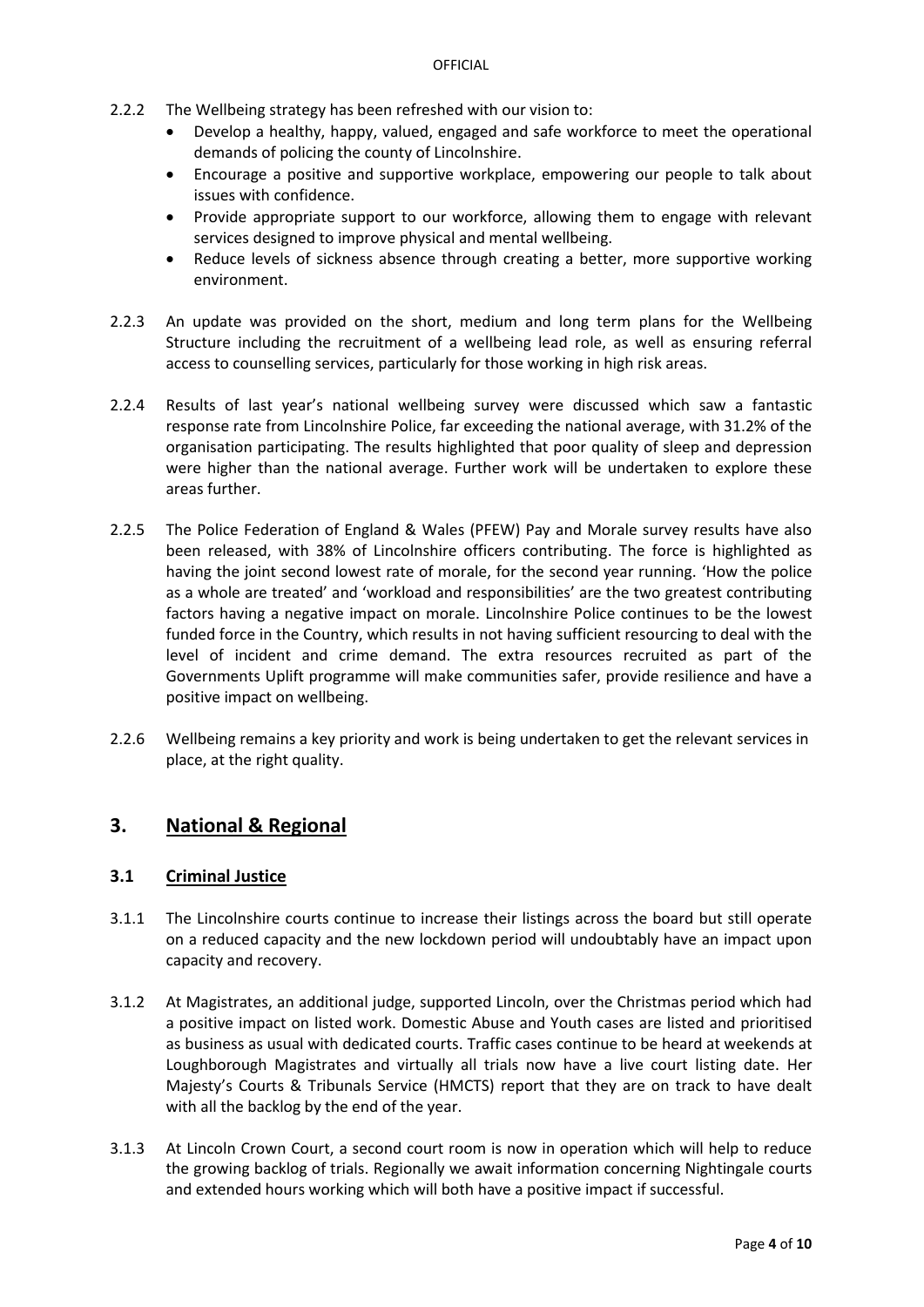2.2.2 The Wellbeing strategy has been refreshed with our vision to:

- Develop a healthy, happy, valued, engaged and safe workforce to meet the operational demands of policing the county of Lincolnshire.
- Encourage a positive and supportive workplace, empowering our people to talk about issues with confidence.
- Provide appropriate support to our workforce, allowing them to engage with relevant services designed to improve physical and mental wellbeing.
- Reduce levels of sickness absence through creating a better, more supportive working environment.

2.2.3 An update was provided on the short, medium and long term plans for the Wellbeing Structure including the recruitment of a wellbeing lead role, as well as ensuring referral access to counselling services, particularly for those working in high risk areas.

2.2.4 Results of last year's national wellbeing survey were discussed which saw a fantastic response rate from Lincolnshire Police, far exceeding the national average, with 31.2% of the organisation participating. The results highlighted that poor quality of sleep and depression were higher than the national average. Further work will be undertaken to explore these areas further.

2.2.5 The Police Federation of England & Wales (PFEW) Pay and Morale survey results have also been released, with 38% of Lincolnshire officers contributing. The force is highlighted as having the joint second lowest rate of morale, for the second year running. 'How the police as a whole are treated' and 'workload and responsibilities' are the two greatest contributing factors having a negative impact on morale. Lincolnshire Police continues to be the lowest funded force in the Country, which results in not having sufficient resourcing to deal with the level of incident and crime demand. The extra resources recruited as part of the Governments Uplift programme will make communities safer, provide resilience and have a positive impact on wellbeing.

2.2.6 Wellbeing remains a key priority and work is being undertaken to get the relevant services in place, at the right quality.

## 3. National & Regional

### 3.1 Criminal Justice

3.1.1 The Lincolnshire courts continue to increase their listings across the board but still operate on a reduced capacity and the new lockdown period will undoubtably have an impact upon capacity and recovery.

3.1.2 At Magistrates, an additional judge, supported Lincoln, over the Christmas period which had a positive impact on listed work. Domestic Abuse and Youth cases are listed and prioritised as business as usual with dedicated courts. Traffic cases continue to be heard at weekends at Loughborough Magistrates and virtually all trials now have a live court listing date. Her Majesty's Courts & Tribunals Service (HMCTS) report that they are on track to have dealt with all the backlog by the end of the year.

3.1.3 At Lincoln Crown Court, a second court room is now in operation which will help to reduce the growing backlog of trials. Regionally we await information concerning Nightingale courts and extended hours working which will both have a positive impact if successful.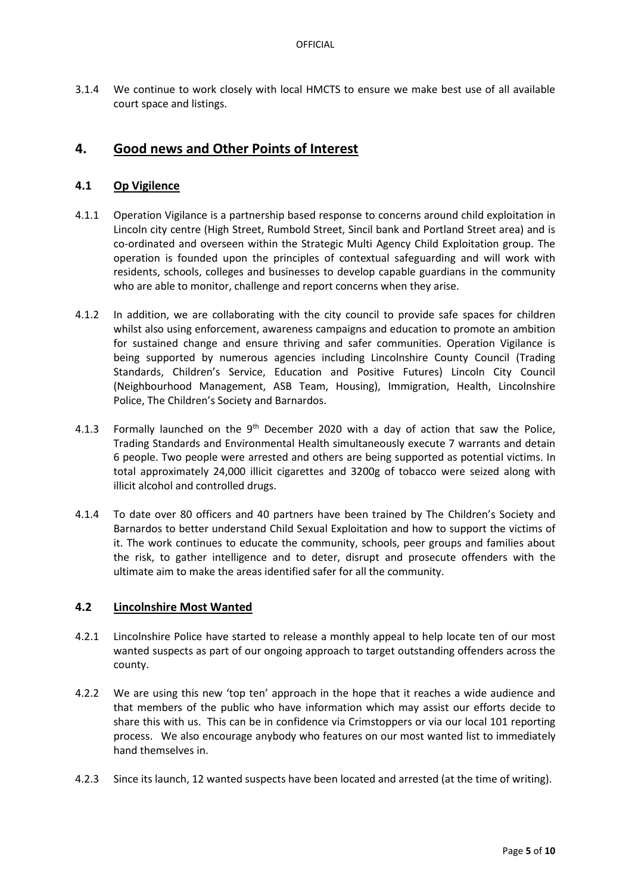3.1.4 We continue to work closely with local HMCTS to ensure we make best use of all available court space and listings.

## 4. Good news and Other Points of Interest

### 4.1 Op Vigilence

4.1.1 Operation Vigilance is a partnership based response to concerns around child exploitation in Lincoln city centre (High Street, Rumbold Street, Sincil bank and Portland Street area) and is co-ordinated and overseen within the Strategic Multi Agency Child Exploitation group. The operation is founded upon the principles of contextual safeguarding and will work with residents, schools, colleges and businesses to develop capable guardians in the community who are able to monitor, challenge and report concerns when they arise.

4.1.2 In addition, we are collaborating with the city council to provide safe spaces for children whilst also using enforcement, awareness campaigns and education to promote an ambition for sustained change and ensure thriving and safer communities. Operation Vigilance is being supported by numerous agencies including Lincolnshire County Council (Trading Standards, Children's Service, Education and Positive Futures) Lincoln City Council (Neighbourhood Management, ASB Team, Housing), Immigration, Health, Lincolnshire Police, The Children's Society and Barnardos.

4.1.3 Formally launched on the 9th December 2020 with a day of action that saw the Police, Trading Standards and Environmental Health simultaneously execute 7 warrants and detain 6 people. Two people were arrested and others are being supported as potential victims. In total approximately 24,000 illicit cigarettes and 3200g of tobacco were seized along with illicit alcohol and controlled drugs.

4.1.4 To date over 80 officers and 40 partners have been trained by The Children's Society and Barnardos to better understand Child Sexual Exploitation and how to support the victims of it. The work continues to educate the community, schools, peer groups and families about the risk, to gather intelligence and to deter, disrupt and prosecute offenders with the ultimate aim to make the areas identified safer for all the community.

### 4.2 Lincolnshire Most Wanted

4.2.1 Lincolnshire Police have started to release a monthly appeal to help locate ten of our most wanted suspects as part of our ongoing approach to target outstanding offenders across the county.

4.2.2 We are using this new 'top ten' approach in the hope that it reaches a wide audience and that members of the public who have information which may assist our efforts decide to share this with us. This can be in confidence via Crimstoppers or via our local 101 reporting process. We also encourage anybody who features on our most wanted list to immediately hand themselves in.

4.2.3 Since its launch, 12 wanted suspects have been located and arrested (at the time of writing).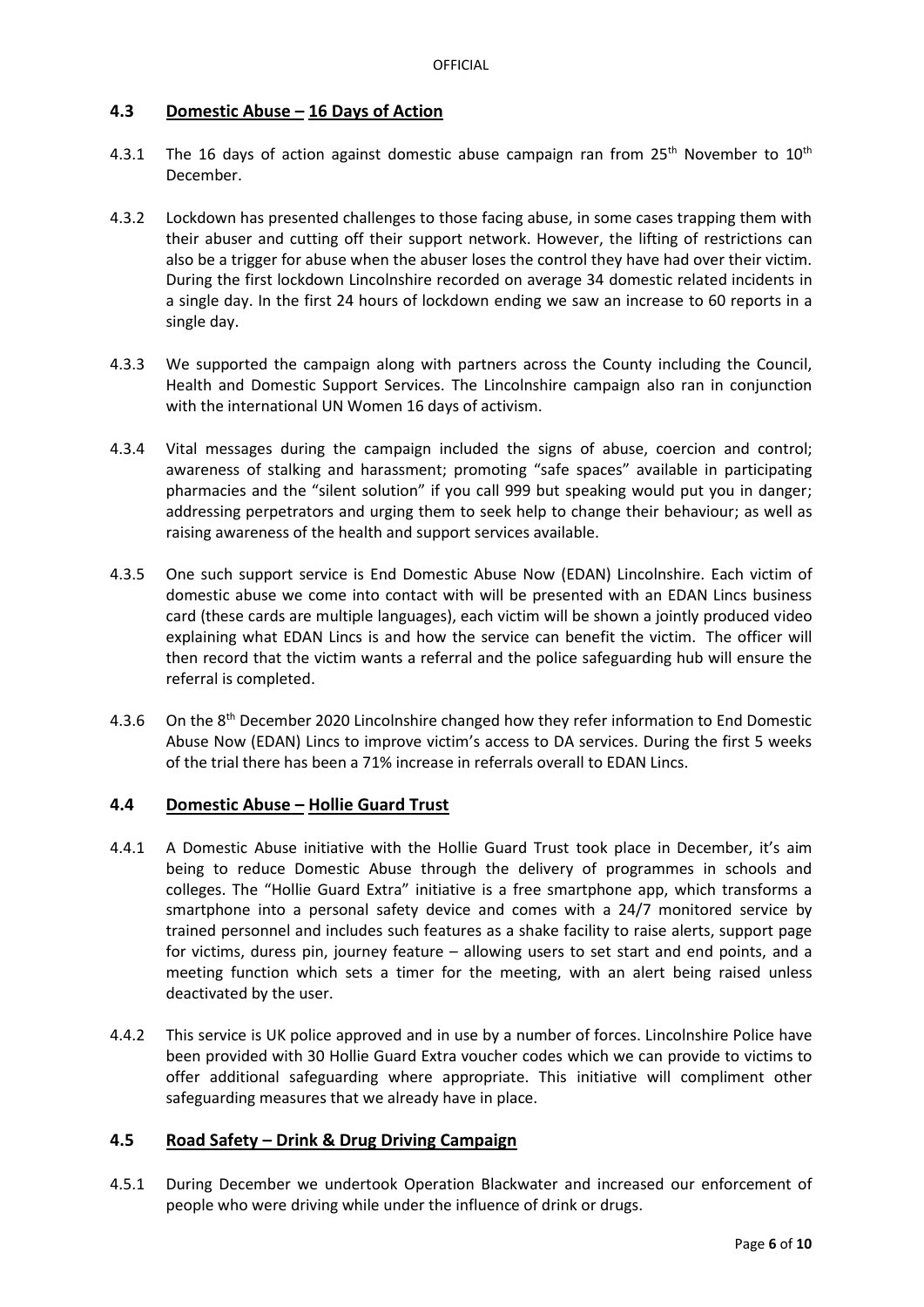### 4.3 Domestic Abuse – 16 Days of Action

4.3.1 The 16 days of action against domestic abuse campaign ran from 25th November to 10th December.

4.3.2 Lockdown has presented challenges to those facing abuse, in some cases trapping them with their abuser and cutting off their support network. However, the lifting of restrictions can also be a trigger for abuse when the abuser loses the control they have had over their victim. During the first lockdown Lincolnshire recorded on average 34 domestic related incidents in a single day. In the first 24 hours of lockdown ending we saw an increase to 60 reports in a single day.

4.3.3 We supported the campaign along with partners across the County including the Council, Health and Domestic Support Services. The Lincolnshire campaign also ran in conjunction with the international UN Women 16 days of activism.

4.3.4 Vital messages during the campaign included the signs of abuse, coercion and control; awareness of stalking and harassment; promoting "safe spaces" available in participating pharmacies and the "silent solution" if you call 999 but speaking would put you in danger; addressing perpetrators and urging them to seek help to change their behaviour; as well as raising awareness of the health and support services available.

4.3.5 One such support service is End Domestic Abuse Now (EDAN) Lincolnshire. Each victim of domestic abuse we come into contact with will be presented with an EDAN Lincs business card (these cards are multiple languages), each victim will be shown a jointly produced video explaining what EDAN Lincs is and how the service can benefit the victim. The officer will then record that the victim wants a referral and the police safeguarding hub will ensure the referral is completed.

4.3.6 On the 8th December 2020 Lincolnshire changed how they refer information to End Domestic Abuse Now (EDAN) Lincs to improve victim's access to DA services. During the first 5 weeks of the trial there has been a 71% increase in referrals overall to EDAN Lincs.

### 4.4 Domestic Abuse – Hollie Guard Trust

4.4.1 A Domestic Abuse initiative with the Hollie Guard Trust took place in December, it's aim being to reduce Domestic Abuse through the delivery of programmes in schools and colleges. The "Hollie Guard Extra" initiative is a free smartphone app, which transforms a smartphone into a personal safety device and comes with a 24/7 monitored service by trained personnel and includes such features as a shake facility to raise alerts, support page for victims, duress pin, journey feature – allowing users to set start and end points, and a meeting function which sets a timer for the meeting, with an alert being raised unless deactivated by the user.

4.4.2 This service is UK police approved and in use by a number of forces. Lincolnshire Police have been provided with 30 Hollie Guard Extra voucher codes which we can provide to victims to offer additional safeguarding where appropriate. This initiative will compliment other safeguarding measures that we already have in place.

### 4.5 Road Safety – Drink & Drug Driving Campaign

4.5.1 During December we undertook Operation Blackwater and increased our enforcement of people who were driving while under the influence of drink or drugs.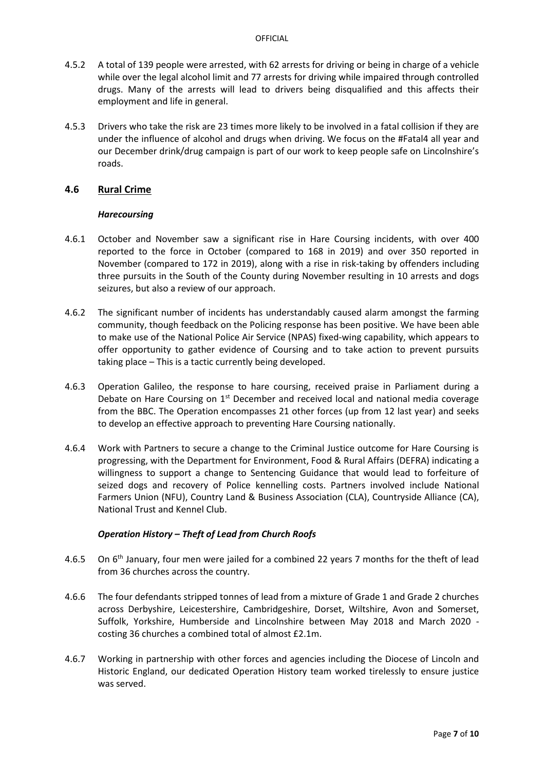4.5.2 A total of 139 people were arrested, with 62 arrests for driving or being in charge of a vehicle while over the legal alcohol limit and 77 arrests for driving while impaired through controlled drugs. Many of the arrests will lead to drivers being disqualified and this affects their employment and life in general.

4.5.3 Drivers who take the risk are 23 times more likely to be involved in a fatal collision if they are under the influence of alcohol and drugs when driving. We focus on the #Fatal4 all year and our December drink/drug campaign is part of our work to keep people safe on Lincolnshire's roads.

## 4.6 Rural Crime

***Harecoursing***

4.6.1 October and November saw a significant rise in Hare Coursing incidents, with over 400 reported to the force in October (compared to 168 in 2019) and over 350 reported in November (compared to 172 in 2019), along with a rise in risk-taking by offenders including three pursuits in the South of the County during November resulting in 10 arrests and dogs seizures, but also a review of our approach.

4.6.2 The significant number of incidents has understandably caused alarm amongst the farming community, though feedback on the Policing response has been positive. We have been able to make use of the National Police Air Service (NPAS) fixed-wing capability, which appears to offer opportunity to gather evidence of Coursing and to take action to prevent pursuits taking place – This is a tactic currently being developed.

4.6.3 Operation Galileo, the response to hare coursing, received praise in Parliament during a Debate on Hare Coursing on 1st December and received local and national media coverage from the BBC. The Operation encompasses 21 other forces (up from 12 last year) and seeks to develop an effective approach to preventing Hare Coursing nationally.

4.6.4 Work with Partners to secure a change to the Criminal Justice outcome for Hare Coursing is progressing, with the Department for Environment, Food & Rural Affairs (DEFRA) indicating a willingness to support a change to Sentencing Guidance that would lead to forfeiture of seized dogs and recovery of Police kennelling costs. Partners involved include National Farmers Union (NFU), Country Land & Business Association (CLA), Countryside Alliance (CA), National Trust and Kennel Club.

***Operation History – Theft of Lead from Church Roofs***

4.6.5 On 6th January, four men were jailed for a combined 22 years 7 months for the theft of lead from 36 churches across the country.

4.6.6 The four defendants stripped tonnes of lead from a mixture of Grade 1 and Grade 2 churches across Derbyshire, Leicestershire, Cambridgeshire, Dorset, Wiltshire, Avon and Somerset, Suffolk, Yorkshire, Humberside and Lincolnshire between May 2018 and March 2020 - costing 36 churches a combined total of almost £2.1m.

4.6.7 Working in partnership with other forces and agencies including the Diocese of Lincoln and Historic England, our dedicated Operation History team worked tirelessly to ensure justice was served.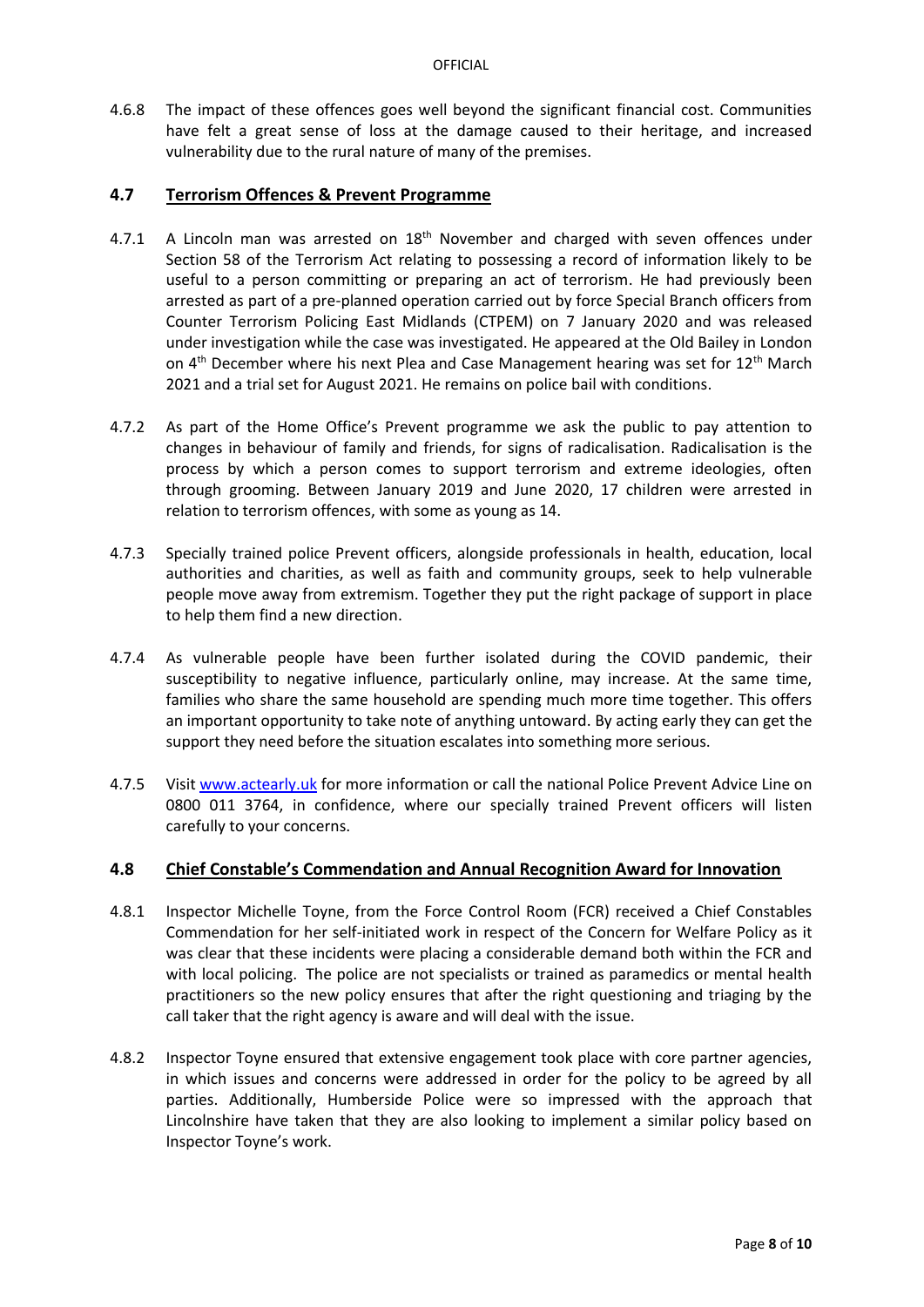4.6.8 The impact of these offences goes well beyond the significant financial cost. Communities have felt a great sense of loss at the damage caused to their heritage, and increased vulnerability due to the rural nature of many of the premises.

## 4.7 Terrorism Offences & Prevent Programme

4.7.1 A Lincoln man was arrested on 18th November and charged with seven offences under Section 58 of the Terrorism Act relating to possessing a record of information likely to be useful to a person committing or preparing an act of terrorism. He had previously been arrested as part of a pre-planned operation carried out by force Special Branch officers from Counter Terrorism Policing East Midlands (CTPEM) on 7 January 2020 and was released under investigation while the case was investigated. He appeared at the Old Bailey in London on 4th December where his next Plea and Case Management hearing was set for 12th March 2021 and a trial set for August 2021. He remains on police bail with conditions.

4.7.2 As part of the Home Office's Prevent programme we ask the public to pay attention to changes in behaviour of family and friends, for signs of radicalisation. Radicalisation is the process by which a person comes to support terrorism and extreme ideologies, often through grooming. Between January 2019 and June 2020, 17 children were arrested in relation to terrorism offences, with some as young as 14.

4.7.3 Specially trained police Prevent officers, alongside professionals in health, education, local authorities and charities, as well as faith and community groups, seek to help vulnerable people move away from extremism. Together they put the right package of support in place to help them find a new direction.

4.7.4 As vulnerable people have been further isolated during the COVID pandemic, their susceptibility to negative influence, particularly online, may increase. At the same time, families who share the same household are spending much more time together. This offers an important opportunity to take note of anything untoward. By acting early they can get the support they need before the situation escalates into something more serious.

4.7.5 Visit www.actearly.uk for more information or call the national Police Prevent Advice Line on 0800 011 3764, in confidence, where our specially trained Prevent officers will listen carefully to your concerns.

## 4.8 Chief Constable's Commendation and Annual Recognition Award for Innovation

4.8.1 Inspector Michelle Toyne, from the Force Control Room (FCR) received a Chief Constables Commendation for her self-initiated work in respect of the Concern for Welfare Policy as it was clear that these incidents were placing a considerable demand both within the FCR and with local policing. The police are not specialists or trained as paramedics or mental health practitioners so the new policy ensures that after the right questioning and triaging by the call taker that the right agency is aware and will deal with the issue.

4.8.2 Inspector Toyne ensured that extensive engagement took place with core partner agencies, in which issues and concerns were addressed in order for the policy to be agreed by all parties. Additionally, Humberside Police were so impressed with the approach that Lincolnshire have taken that they are also looking to implement a similar policy based on Inspector Toyne's work.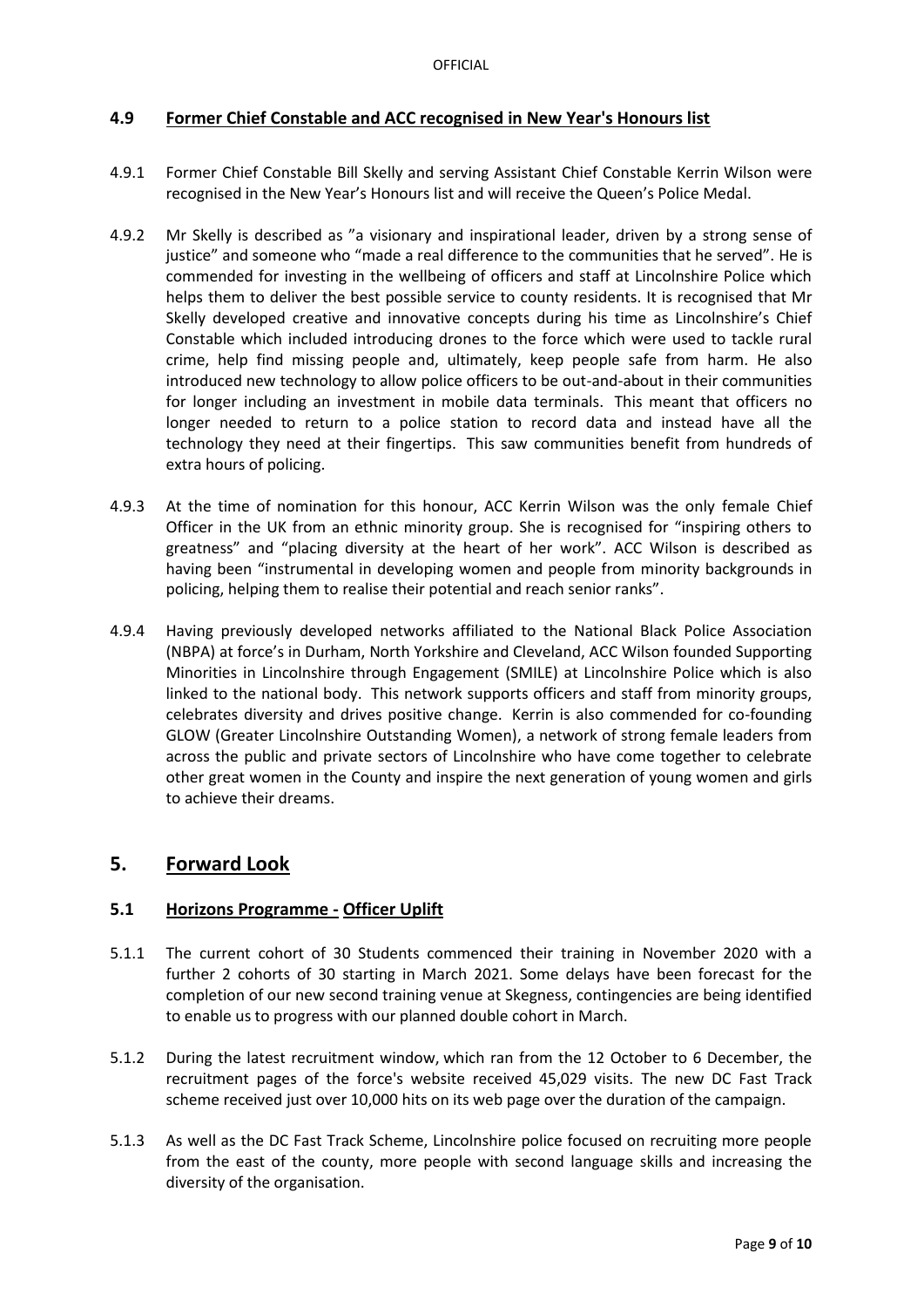### 4.9 Former Chief Constable and ACC recognised in New Year's Honours list

4.9.1 Former Chief Constable Bill Skelly and serving Assistant Chief Constable Kerrin Wilson were recognised in the New Year's Honours list and will receive the Queen's Police Medal.

4.9.2 Mr Skelly is described as "a visionary and inspirational leader, driven by a strong sense of justice" and someone who "made a real difference to the communities that he served". He is commended for investing in the wellbeing of officers and staff at Lincolnshire Police which helps them to deliver the best possible service to county residents. It is recognised that Mr Skelly developed creative and innovative concepts during his time as Lincolnshire's Chief Constable which included introducing drones to the force which were used to tackle rural crime, help find missing people and, ultimately, keep people safe from harm. He also introduced new technology to allow police officers to be out-and-about in their communities for longer including an investment in mobile data terminals. This meant that officers no longer needed to return to a police station to record data and instead have all the technology they need at their fingertips. This saw communities benefit from hundreds of extra hours of policing.

4.9.3 At the time of nomination for this honour, ACC Kerrin Wilson was the only female Chief Officer in the UK from an ethnic minority group. She is recognised for "inspiring others to greatness" and "placing diversity at the heart of her work". ACC Wilson is described as having been "instrumental in developing women and people from minority backgrounds in policing, helping them to realise their potential and reach senior ranks".

4.9.4 Having previously developed networks affiliated to the National Black Police Association (NBPA) at force's in Durham, North Yorkshire and Cleveland, ACC Wilson founded Supporting Minorities in Lincolnshire through Engagement (SMILE) at Lincolnshire Police which is also linked to the national body. This network supports officers and staff from minority groups, celebrates diversity and drives positive change. Kerrin is also commended for co-founding GLOW (Greater Lincolnshire Outstanding Women), a network of strong female leaders from across the public and private sectors of Lincolnshire who have come together to celebrate other great women in the County and inspire the next generation of young women and girls to achieve their dreams.

## 5. Forward Look

### 5.1 Horizons Programme - Officer Uplift

5.1.1 The current cohort of 30 Students commenced their training in November 2020 with a further 2 cohorts of 30 starting in March 2021. Some delays have been forecast for the completion of our new second training venue at Skegness, contingencies are being identified to enable us to progress with our planned double cohort in March.

5.1.2 During the latest recruitment window, which ran from the 12 October to 6 December, the recruitment pages of the force's website received 45,029 visits. The new DC Fast Track scheme received just over 10,000 hits on its web page over the duration of the campaign.

5.1.3 As well as the DC Fast Track Scheme, Lincolnshire police focused on recruiting more people from the east of the county, more people with second language skills and increasing the diversity of the organisation.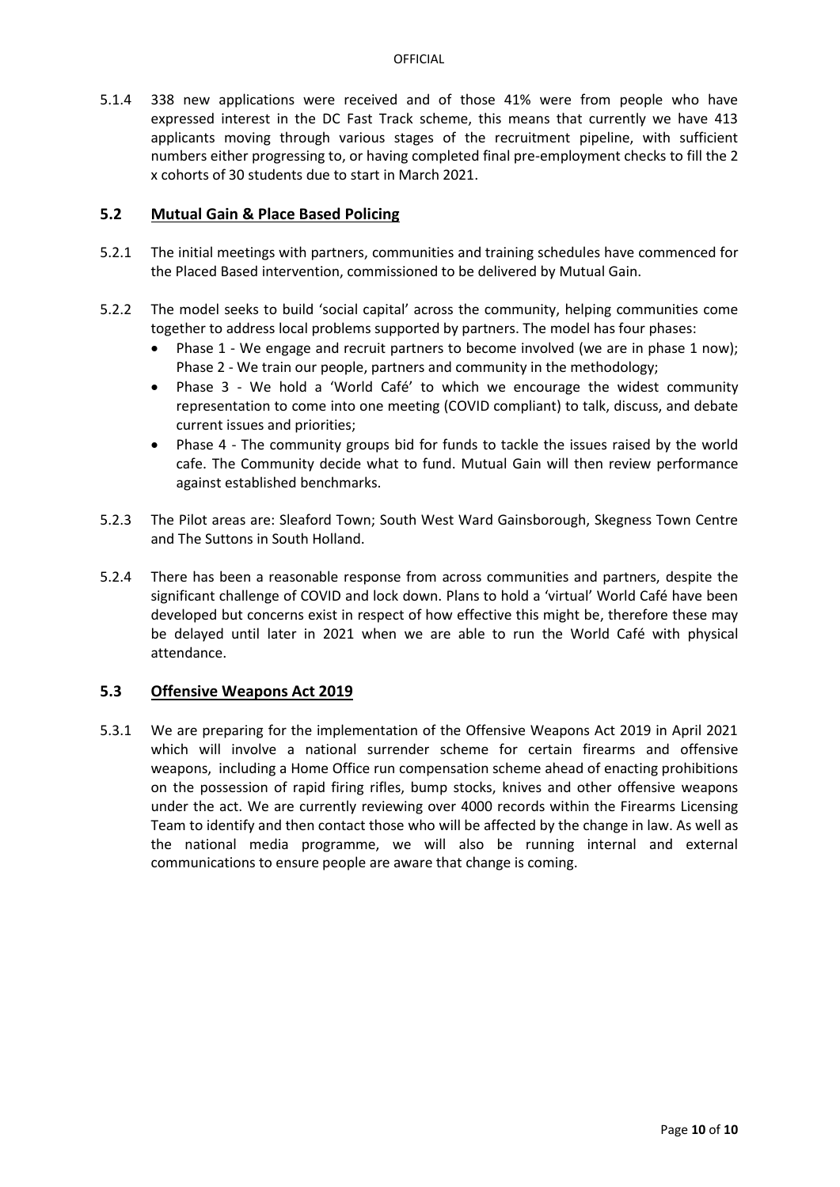5.1.4 338 new applications were received and of those 41% were from people who have expressed interest in the DC Fast Track scheme, this means that currently we have 413 applicants moving through various stages of the recruitment pipeline, with sufficient numbers either progressing to, or having completed final pre-employment checks to fill the 2 x cohorts of 30 students due to start in March 2021.

### 5.2 Mutual Gain & Place Based Policing

5.2.1 The initial meetings with partners, communities and training schedules have commenced for the Placed Based intervention, commissioned to be delivered by Mutual Gain.

5.2.2 The model seeks to build 'social capital' across the community, helping communities come together to address local problems supported by partners. The model has four phases:

- Phase 1 - We engage and recruit partners to become involved (we are in phase 1 now); Phase 2 - We train our people, partners and community in the methodology;
- Phase 3 - We hold a 'World Café' to which we encourage the widest community representation to come into one meeting (COVID compliant) to talk, discuss, and debate current issues and priorities;
- Phase 4 - The community groups bid for funds to tackle the issues raised by the world cafe. The Community decide what to fund. Mutual Gain will then review performance against established benchmarks.

5.2.3 The Pilot areas are: Sleaford Town; South West Ward Gainsborough, Skegness Town Centre and The Suttons in South Holland.

5.2.4 There has been a reasonable response from across communities and partners, despite the significant challenge of COVID and lock down. Plans to hold a 'virtual' World Café have been developed but concerns exist in respect of how effective this might be, therefore these may be delayed until later in 2021 when we are able to run the World Café with physical attendance.

### 5.3 Offensive Weapons Act 2019

5.3.1 We are preparing for the implementation of the Offensive Weapons Act 2019 in April 2021 which will involve a national surrender scheme for certain firearms and offensive weapons, including a Home Office run compensation scheme ahead of enacting prohibitions on the possession of rapid firing rifles, bump stocks, knives and other offensive weapons under the act. We are currently reviewing over 4000 records within the Firearms Licensing Team to identify and then contact those who will be affected by the change in law. As well as the national media programme, we will also be running internal and external communications to ensure people are aware that change is coming.